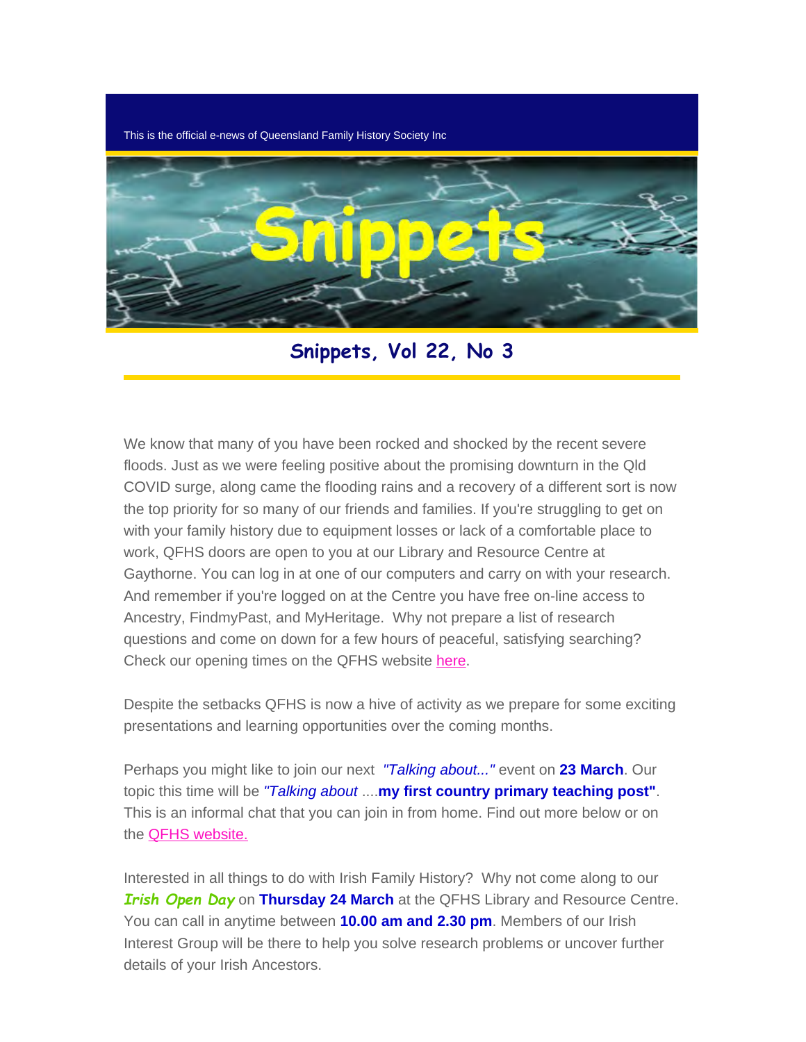This is the official e-news of Queensland Family History Society Inc

# Snippets

## Snippets, Vol 22, No 3

We know that many of you have been rocked and shocked by the recent severe floods. Just as we were feeling positive about the promising downturn in the Qld COVID surge, along came the flooding rains and a recovery of a different sort is now the top priority for so many of our friends and families. If you're struggling to get on with your family history due to equipment losses or lack of a comfortable place to work, QFHS doors are open to you at our Library and Resource Centre at Gaythorne. You can log in at one of our computers and carry on with your research. And remember if you're logged on at the Centre you have free on-line access to Ancestry, FindmyPast, and MyHeritage.  Why not prepare a list of research questions and come on down for a few hours of peaceful, satisfying searching? Check our opening times on the QFHS website here.

Despite the setbacks QFHS is now a hive of activity as we prepare for some exciting presentations and learning opportunities over the coming months.

Perhaps you might like to join our next *"Talking about..."* event on **23 March**. Our topic this time will be *"Talking about* ....**my first country primary teaching post"**. This is an informal chat that you can join in from home. Find out more below or on the QFHS website.

Interested in all things to do with Irish Family History?  Why not come along to our ***Irish Open Day*** on **Thursday 24 March** at the QFHS Library and Resource Centre. You can call in anytime between **10.00 am and 2.30 pm**. Members of our Irish Interest Group will be there to help you solve research problems or uncover further details of your Irish Ancestors.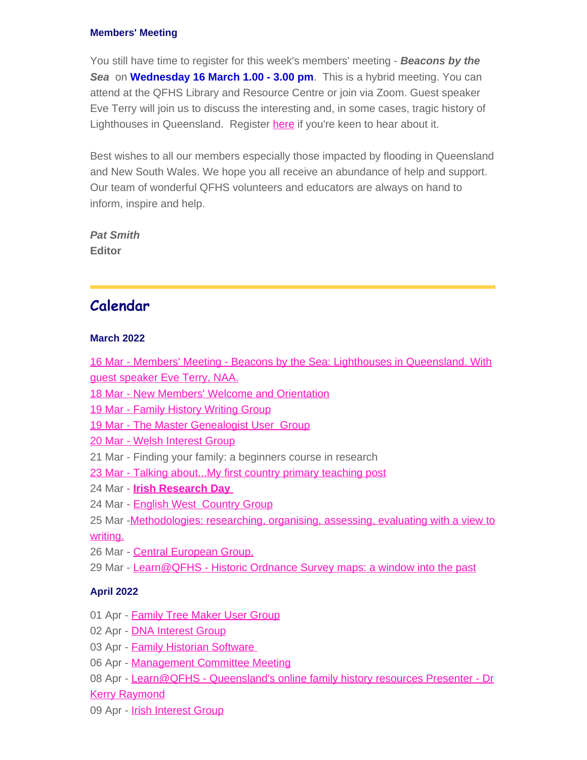### Members' Meeting

You still have time to register for this week's members' meeting - ***Beacons by the Sea*** on **Wednesday 16 March 1.00 - 3.00 pm**. This is a hybrid meeting. You can attend at the QFHS Library and Resource Centre or join via Zoom. Guest speaker Eve Terry will join us to discuss the interesting and, in some cases, tragic history of Lighthouses in Queensland. Register here if you're keen to hear about it.

Best wishes to all our members especially those impacted by flooding in Queensland and New South Wales. We hope you all receive an abundance of help and support. Our team of wonderful QFHS volunteers and educators are always on hand to inform, inspire and help.

***Pat Smith***
**Editor**

---

## Calendar

### March 2022

16 Mar - Members' Meeting - Beacons by the Sea: Lighthouses in Queensland. With guest speaker Eve Terry, NAA.
18 Mar - New Members' Welcome and Orientation
19 Mar - Family History Writing Group
19 Mar - The Master Genealogist User Group
20 Mar - Welsh Interest Group
21 Mar - Finding your family: a beginners course in research
23 Mar - Talking about...My first country primary teaching post
24 Mar - **Irish Research Day**
24 Mar - English West Country Group
25 Mar - Methodologies: researching, organising, assessing, evaluating with a view to writing.
26 Mar - Central European Group.
29 Mar - Learn@QFHS - Historic Ordnance Survey maps: a window into the past

### April 2022

01 Apr - Family Tree Maker User Group
02 Apr - DNA Interest Group
03 Apr - Family Historian Software
06 Apr - Management Committee Meeting
08 Apr - Learn@QFHS - Queensland's online family history resources Presenter - Dr Kerry Raymond
09 Apr - Irish Interest Group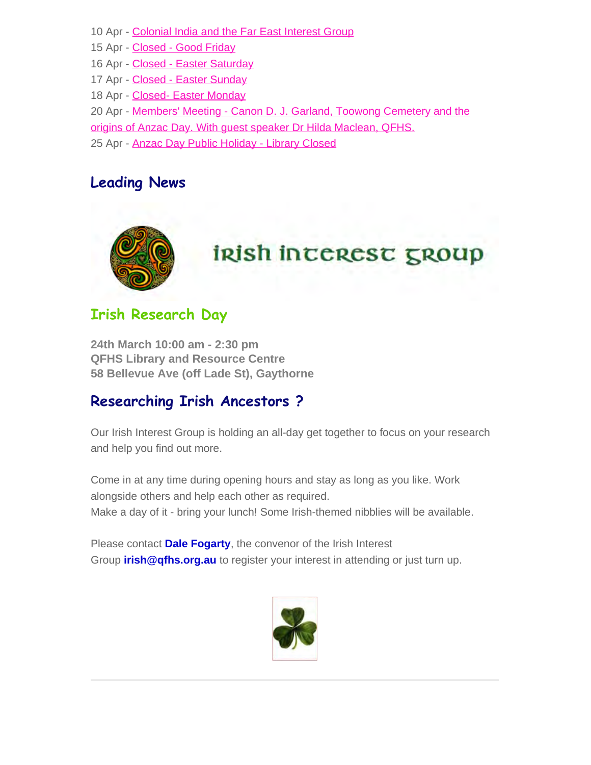10 Apr - Colonial India and the Far East Interest Group
15 Apr - Closed - Good Friday
16 Apr - Closed - Easter Saturday
17 Apr - Closed - Easter Sunday
18 Apr - Closed- Easter Monday
20 Apr - Members' Meeting - Canon D. J. Garland, Toowong Cemetery and the origins of Anzac Day. With guest speaker Dr Hilda Maclean, QFHS.
25 Apr - Anzac Day Public Holiday - Library Closed

## Leading News

irish interest group

### Irish Research Day

**24th March 10:00 am - 2:30 pm**
**QFHS Library and Resource Centre**
**58 Bellevue Ave (off Lade St), Gaythorne**

## Researching Irish Ancestors ?

Our Irish Interest Group is holding an all-day get together to focus on your research and help you find out more.

Come in at any time during opening hours and stay as long as you like. Work alongside others and help each other as required.
Make a day of it - bring your lunch! Some Irish-themed nibblies will be available.

Please contact **Dale Fogarty**, the convenor of the Irish Interest Group **irish@qfhs.org.au** to register your interest in attending or just turn up.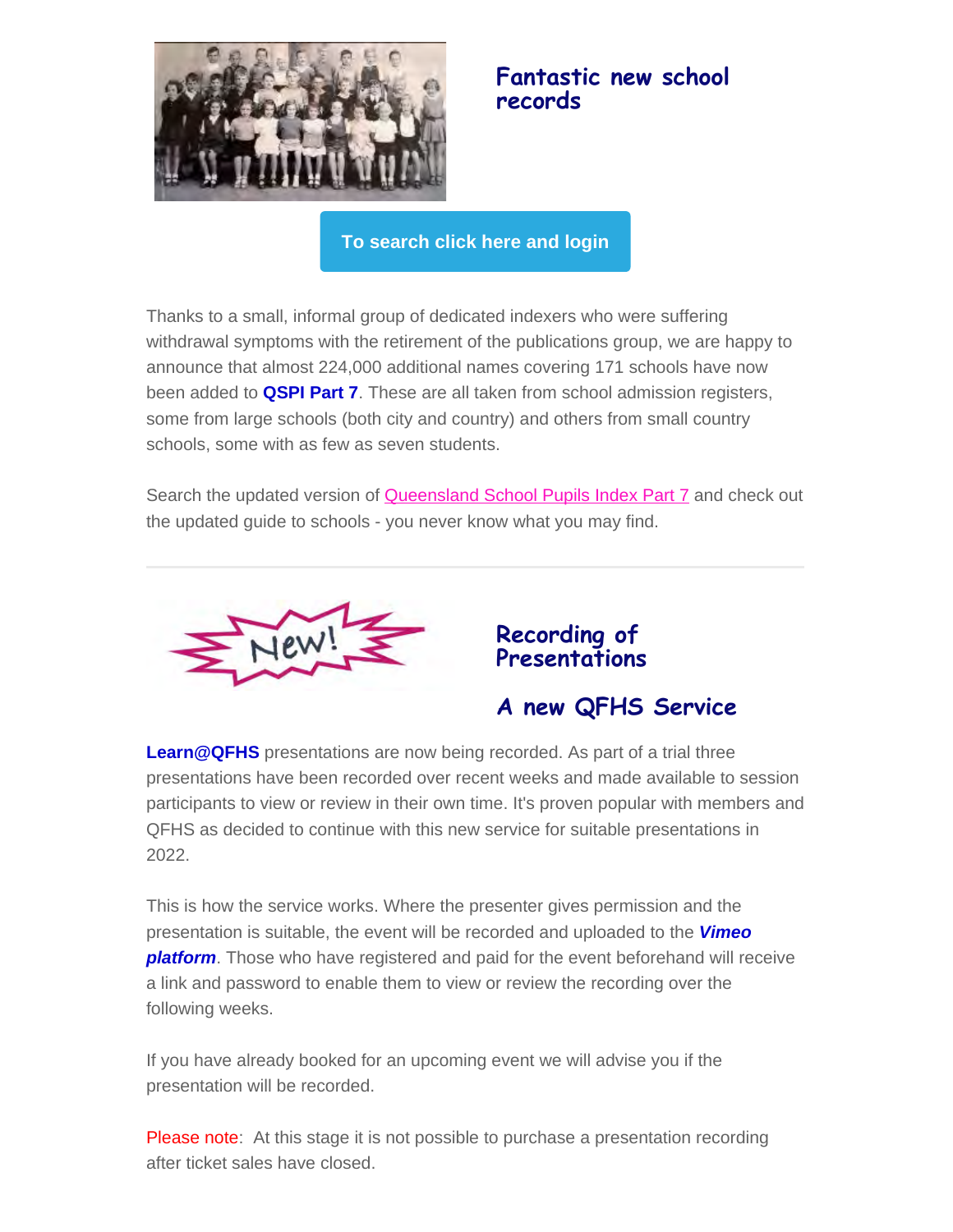## Fantastic new school records

**To search click here and login**

Thanks to a small, informal group of dedicated indexers who were suffering withdrawal symptoms with the retirement of the publications group, we are happy to announce that almost 224,000 additional names covering 171 schools have now been added to **QSPI Part 7**. These are all taken from school admission registers, some from large schools (both city and country) and others from small country schools, some with as few as seven students.

Search the updated version of Queensland School Pupils Index Part 7 and check out the updated guide to schools - you never know what you may find.

---

## Recording of Presentations

## A new QFHS Service

**Learn@QFHS** presentations are now being recorded. As part of a trial three presentations have been recorded over recent weeks and made available to session participants to view or review in their own time. It's proven popular with members and QFHS as decided to continue with this new service for suitable presentations in 2022.

This is how the service works. Where the presenter gives permission and the presentation is suitable, the event will be recorded and uploaded to the ***Vimeo platform***. Those who have registered and paid for the event beforehand will receive a link and password to enable them to view or review the recording over the following weeks.

If you have already booked for an upcoming event we will advise you if the presentation will be recorded.

Please note: At this stage it is not possible to purchase a presentation recording after ticket sales have closed.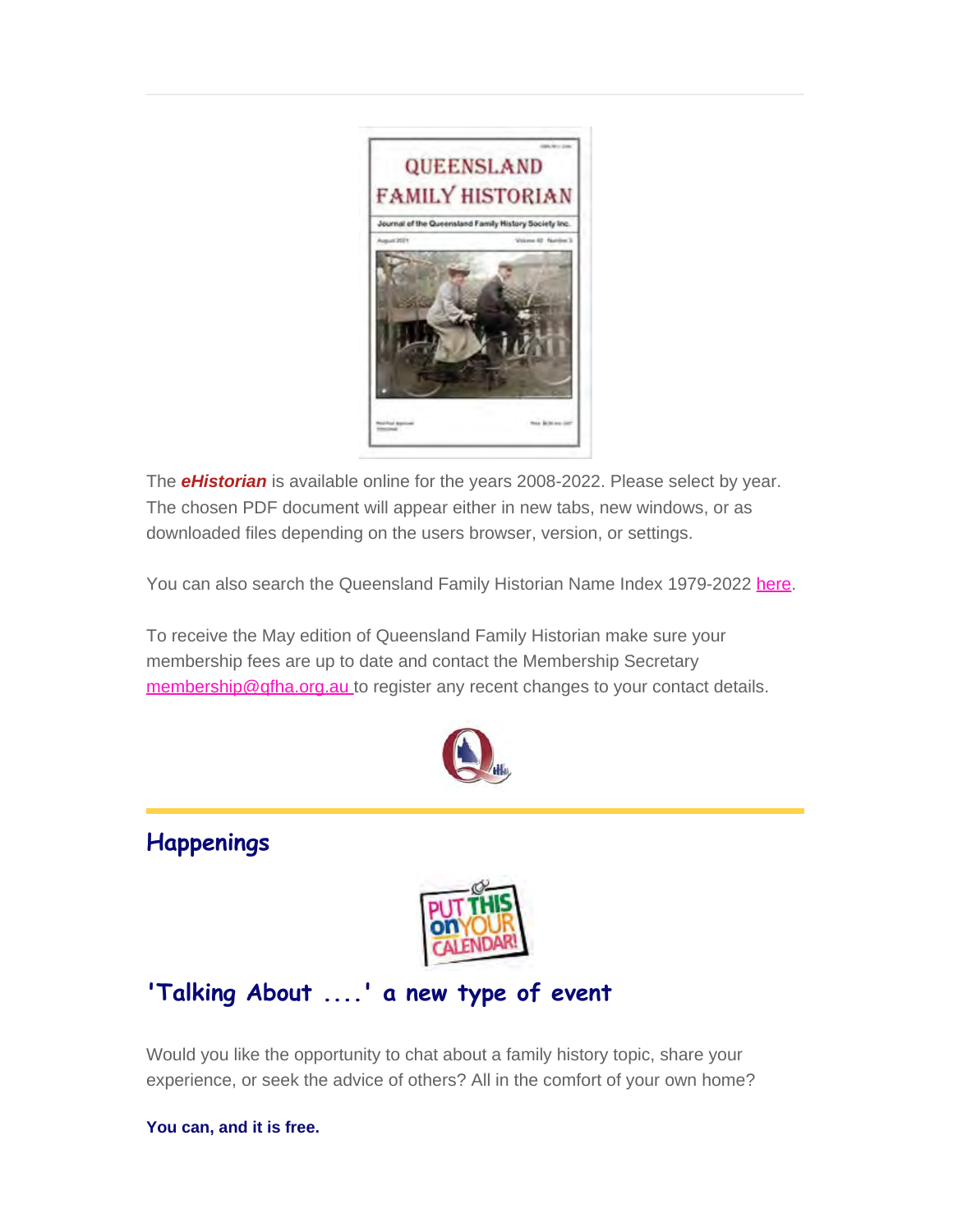The ***eHistorian*** is available online for the years 2008-2022. Please select by year. The chosen PDF document will appear either in new tabs, new windows, or as downloaded files depending on the users browser, version, or settings.

You can also search the Queensland Family Historian Name Index 1979-2022 here.

To receive the May edition of Queensland Family Historian make sure your membership fees are up to date and contact the Membership Secretary membership@qfha.org.au to register any recent changes to your contact details.

## Happenings

## 'Talking About ....' a new type of event

Would you like the opportunity to chat about a family history topic, share your experience, or seek the advice of others? All in the comfort of your own home?

**You can, and it is free.**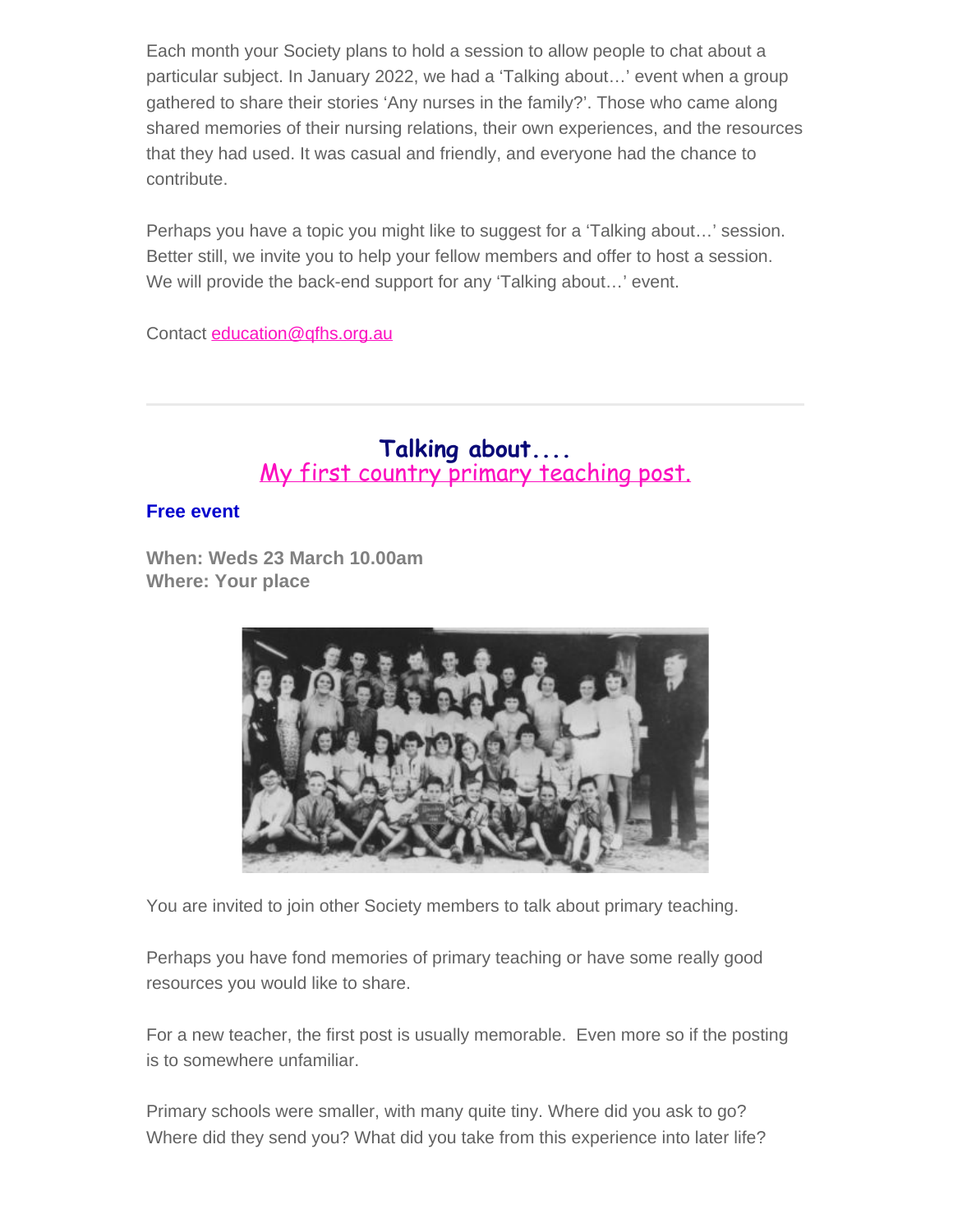Each month your Society plans to hold a session to allow people to chat about a particular subject. In January 2022, we had a 'Talking about…' event when a group gathered to share their stories 'Any nurses in the family?'. Those who came along shared memories of their nursing relations, their own experiences, and the resources that they had used. It was casual and friendly, and everyone had the chance to contribute.

Perhaps you have a topic you might like to suggest for a 'Talking about…' session. Better still, we invite you to help your fellow members and offer to host a session. We will provide the back-end support for any 'Talking about…' event.

Contact education@qfhs.org.au

---

## Talking about....
## My first country primary teaching post.

**Free event**

**When: Weds 23 March 10.00am**
**Where: Your place**

You are invited to join other Society members to talk about primary teaching.

Perhaps you have fond memories of primary teaching or have some really good resources you would like to share.

For a new teacher, the first post is usually memorable.  Even more so if the posting is to somewhere unfamiliar.

Primary schools were smaller, with many quite tiny. Where did you ask to go? Where did they send you? What did you take from this experience into later life?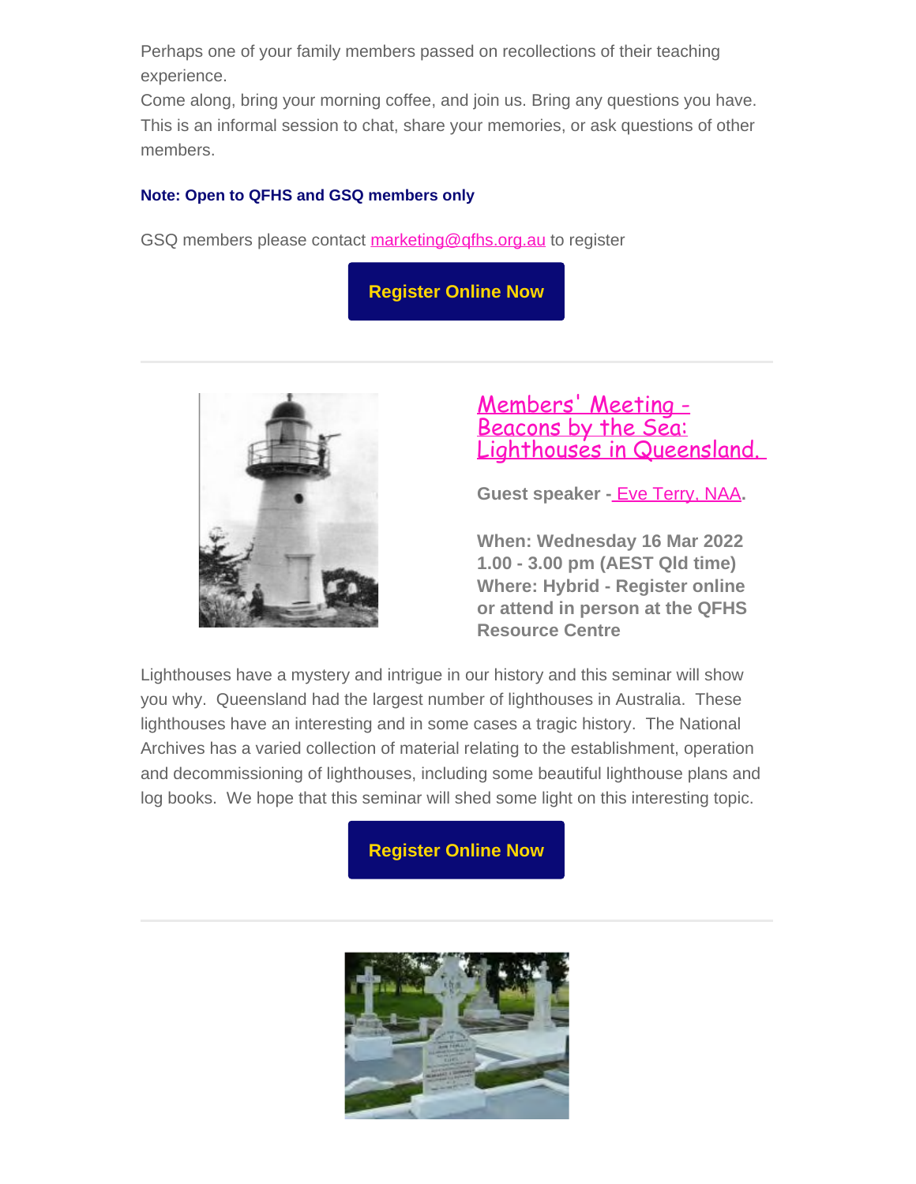Perhaps one of your family members passed on recollections of their teaching experience.
Come along, bring your morning coffee, and join us. Bring any questions you have. This is an informal session to chat, share your memories, or ask questions of other members.

**Note: Open to QFHS and GSQ members only**

GSQ members please contact marketing@qfhs.org.au to register

**Register Online Now**

---

## Members' Meeting - Beacons by the Sea: Lighthouses in Queensland.

**Guest speaker - Eve Terry, NAA.**

**When: Wednesday 16 Mar 2022**
**1.00 - 3.00 pm (AEST Qld time)**
**Where: Hybrid - Register online or attend in person at the QFHS Resource Centre**

Lighthouses have a mystery and intrigue in our history and this seminar will show you why. Queensland had the largest number of lighthouses in Australia. These lighthouses have an interesting and in some cases a tragic history. The National Archives has a varied collection of material relating to the establishment, operation and decommissioning of lighthouses, including some beautiful lighthouse plans and log books. We hope that this seminar will shed some light on this interesting topic.

**Register Online Now**

---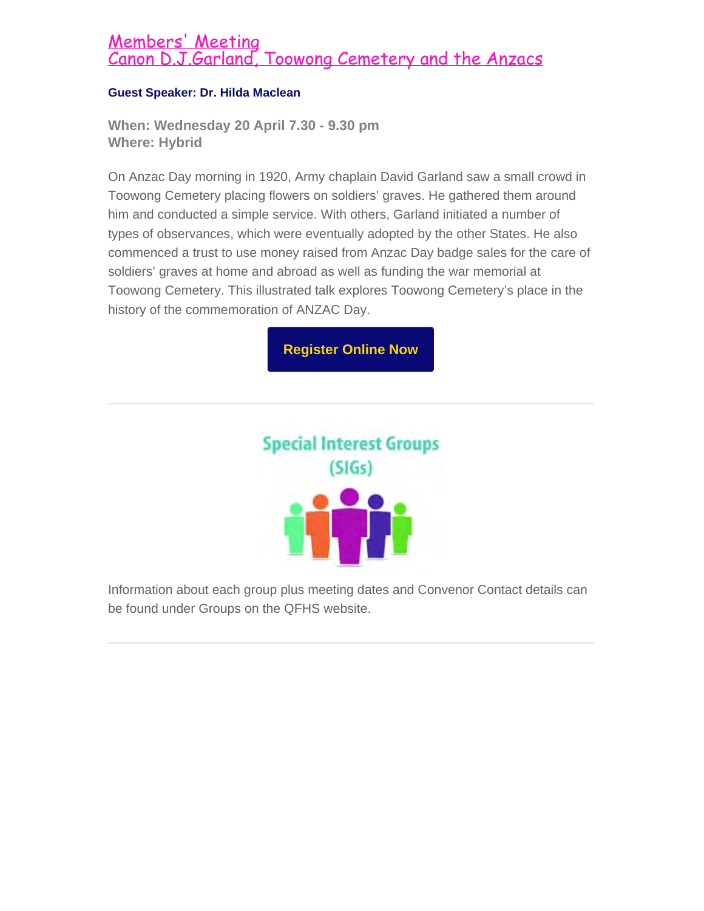## Members' Meeting
## Canon D.J.Garland, Toowong Cemetery and the Anzacs

**Guest Speaker: Dr. Hilda Maclean**

**When: Wednesday 20 April 7.30 - 9.30 pm**
**Where: Hybrid**

On Anzac Day morning in 1920, Army chaplain David Garland saw a small crowd in Toowong Cemetery placing flowers on soldiers' graves. He gathered them around him and conducted a simple service. With others, Garland initiated a number of types of observances, which were eventually adopted by the other States. He also commenced a trust to use money raised from Anzac Day badge sales for the care of soldiers' graves at home and abroad as well as funding the war memorial at Toowong Cemetery. This illustrated talk explores Toowong Cemetery's place in the history of the commemoration of ANZAC Day.

**Register Online Now**

---

**Special Interest Groups (SIGs)**

Information about each group plus meeting dates and Convenor Contact details can be found under Groups on the QFHS website.

---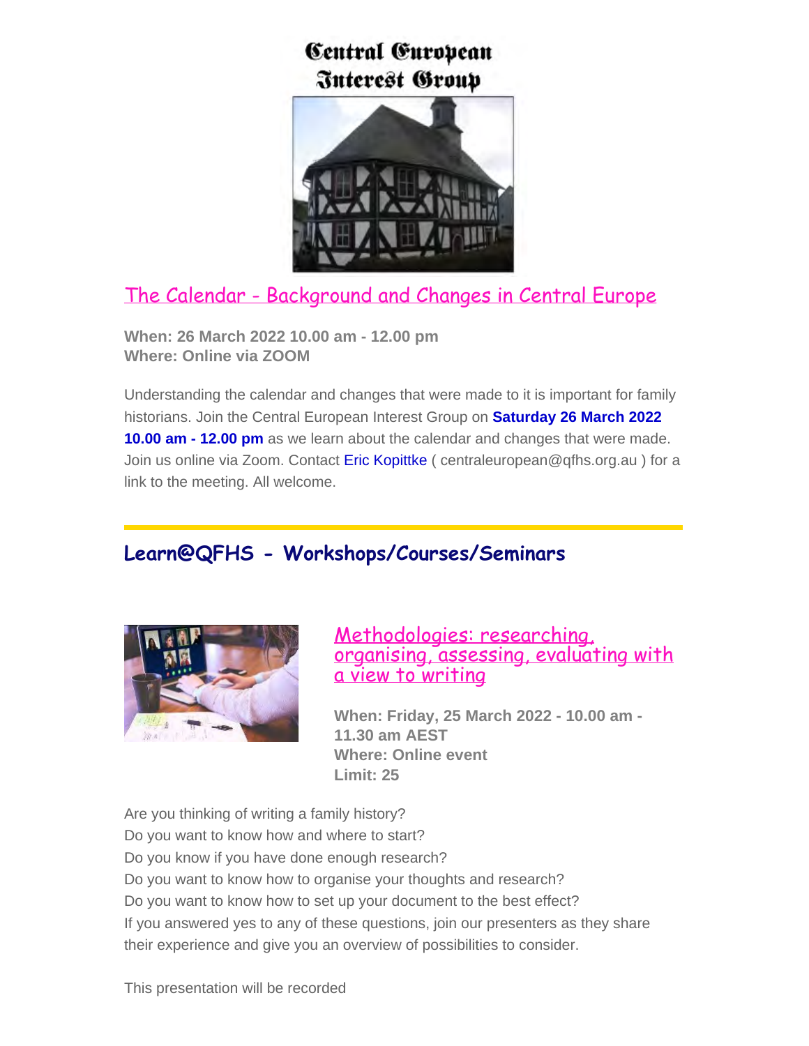# Central European Interest Group

## The Calendar - Background and Changes in Central Europe

**When: 26 March 2022 10.00 am - 12.00 pm**
**Where: Online via ZOOM**

Understanding the calendar and changes that were made to it is important for family historians. Join the Central European Interest Group on **Saturday 26 March 2022 10.00 am - 12.00 pm** as we learn about the calendar and changes that were made. Join us online via Zoom. Contact Eric Kopittke ( centraleuropean@qfhs.org.au ) for a link to the meeting. All welcome.

---

## Learn@QFHS - Workshops/Courses/Seminars

### Methodologies: researching, organising, assessing, evaluating with a view to writing

**When: Friday, 25 March 2022 - 10.00 am - 11.30 am AEST**
**Where: Online event**
**Limit: 25**

Are you thinking of writing a family history?
Do you want to know how and where to start?
Do you know if you have done enough research?
Do you want to know how to organise your thoughts and research?
Do you want to know how to set up your document to the best effect?
If you answered yes to any of these questions, join our presenters as they share their experience and give you an overview of possibilities to consider.

This presentation will be recorded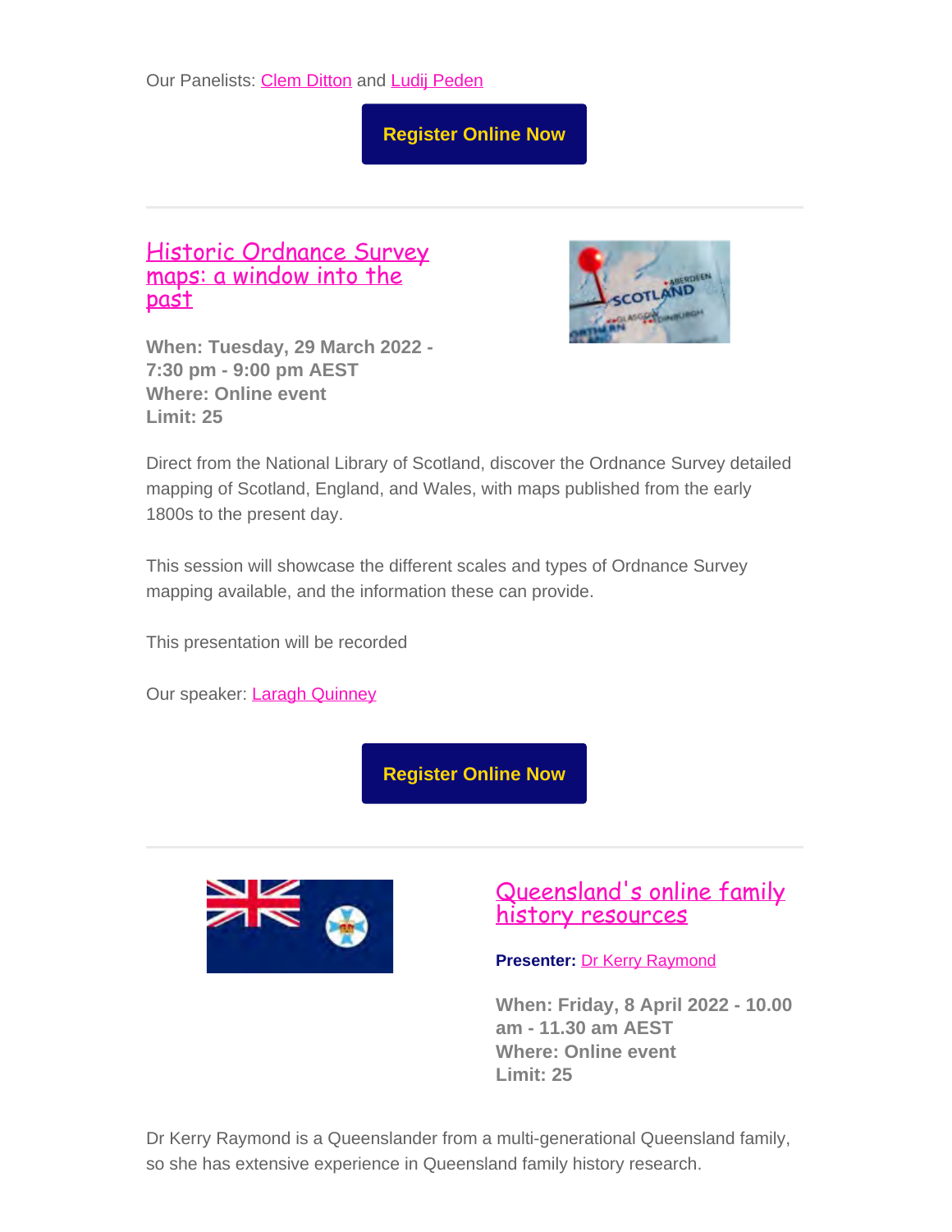Our Panelists: Clem Ditton and Ludij Peden

Register Online Now

---

## Historic Ordnance Survey maps: a window into the past

**When: Tuesday, 29 March 2022 - 7:30 pm - 9:00 pm AEST**
**Where: Online event**
**Limit: 25**

Direct from the National Library of Scotland, discover the Ordnance Survey detailed mapping of Scotland, England, and Wales, with maps published from the early 1800s to the present day.

This session will showcase the different scales and types of Ordnance Survey mapping available, and the information these can provide.

This presentation will be recorded

Our speaker: Laragh Quinney

Register Online Now

---

## Queensland's online family history resources

**Presenter:** Dr Kerry Raymond

**When: Friday, 8 April 2022 - 10.00 am - 11.30 am AEST**
**Where: Online event**
**Limit: 25**

Dr Kerry Raymond is a Queenslander from a multi-generational Queensland family, so she has extensive experience in Queensland family history research.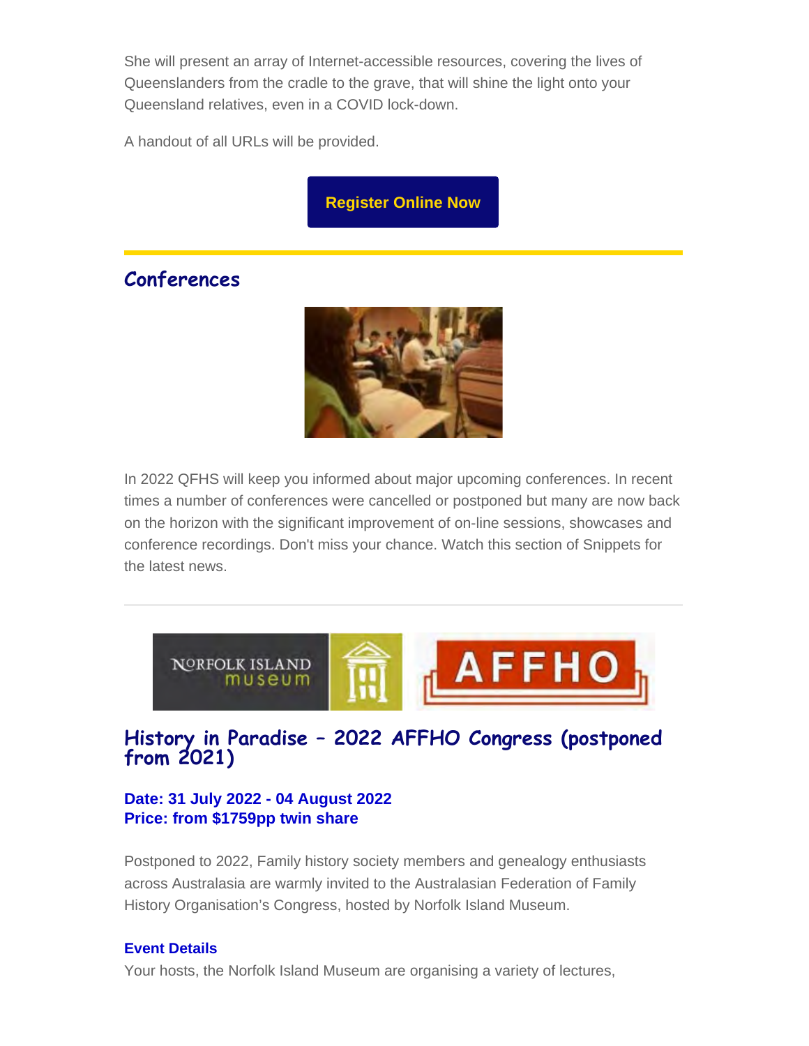She will present an array of Internet-accessible resources, covering the lives of Queenslanders from the cradle to the grave, that will shine the light onto your Queensland relatives, even in a COVID lock-down.

A handout of all URLs will be provided.

**Register Online Now**

## Conferences

In 2022 QFHS will keep you informed about major upcoming conferences. In recent times a number of conferences were cancelled or postponed but many are now back on the horizon with the significant improvement of on-line sessions, showcases and conference recordings. Don't miss your chance. Watch this section of Snippets for the latest news.

---

## History in Paradise – 2022 AFFHO Congress (postponed from 2021)

**Date: 31 July 2022 - 04 August 2022**
**Price: from $1759pp twin share**

Postponed to 2022, Family history society members and genealogy enthusiasts across Australasia are warmly invited to the Australasian Federation of Family History Organisation's Congress, hosted by Norfolk Island Museum.

**Event Details**

Your hosts, the Norfolk Island Museum are organising a variety of lectures,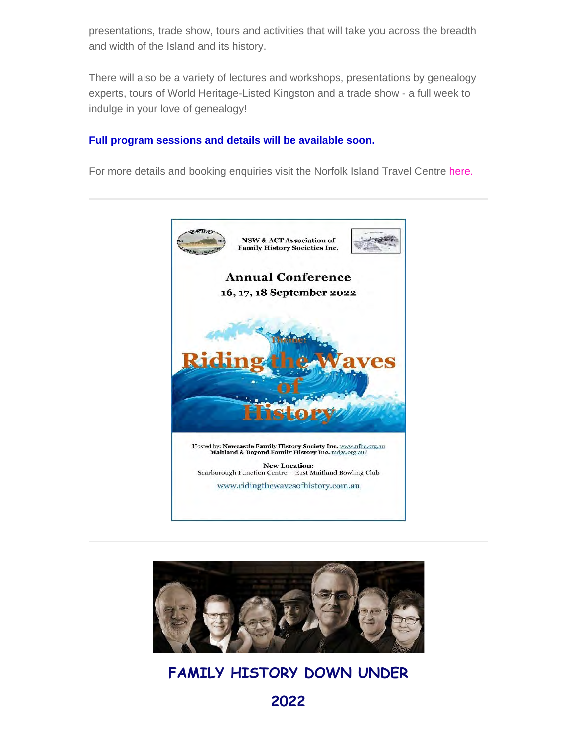presentations, trade show, tours and activities that will take you across the breadth and width of the Island and its history.

There will also be a variety of lectures and workshops, presentations by genealogy experts, tours of World Heritage-Listed Kingston and a trade show - a full week to indulge in your love of genealogy!

**Full program sessions and details will be available soon.**

For more details and booking enquiries visit the Norfolk Island Travel Centre here.

---

NSW & ACT Association of Family History Societies Inc.

**Annual Conference**

**16, 17, 18 September 2022**

Theme:

**Riding the Waves of History**

Hosted by: **Newcastle Family History Society Inc.** www.nfhs.org.au
**Maitland & Beyond Family History Inc.** mdgs.org.au/

**New Location:**
Scarborough Function Centre – East Maitland Bowling Club

www.ridingthewavesofhistory.com.au

---

# FAMILY HISTORY DOWN UNDER 2022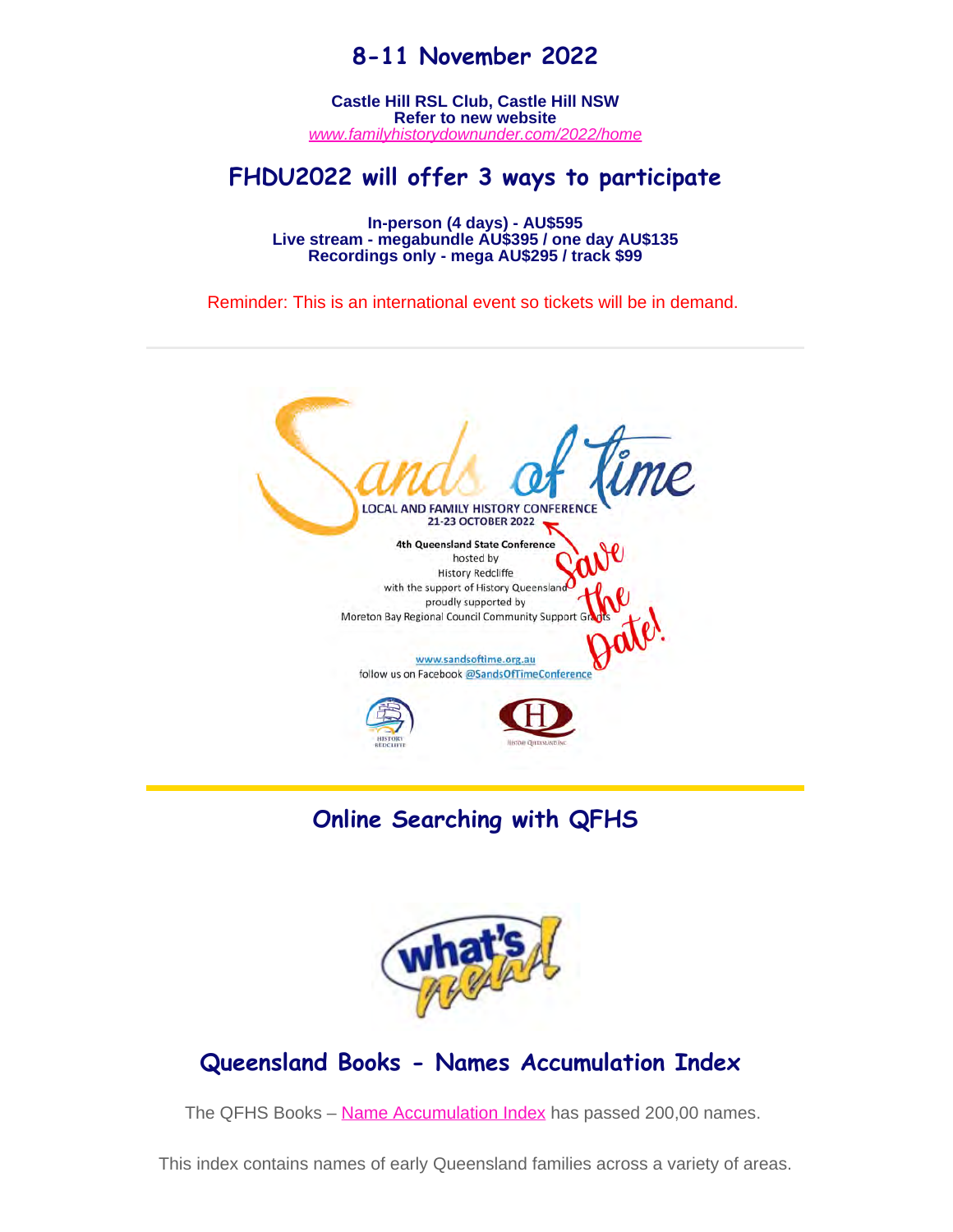## 8-11 November 2022

**Castle Hill RSL Club, Castle Hill NSW**
**Refer to new website**
*www.familyhistorydownunder.com/2022/home*

## FHDU2022 will offer 3 ways to participate

**In-person (4 days) - AU$595**
**Live stream - megabundle AU$395 / one day AU$135**
**Recordings only - mega AU$295 / track $99**

Reminder: This is an international event so tickets will be in demand.

---

Sands of Time

LOCAL AND FAMILY HISTORY CONFERENCE
21-23 OCTOBER 2022

**4th Queensland State Conference**
hosted by
History Redcliffe
with the support of History Queensland
proudly supported by
Moreton Bay Regional Council Community Support Grants

Save the Date!

www.sandsoftime.org.au
follow us on Facebook @SandsOfTimeConference

---

## Online Searching with QFHS

what's new!

## Queensland Books - Names Accumulation Index

The QFHS Books – Name Accumulation Index has passed 200,00 names.

This index contains names of early Queensland families across a variety of areas.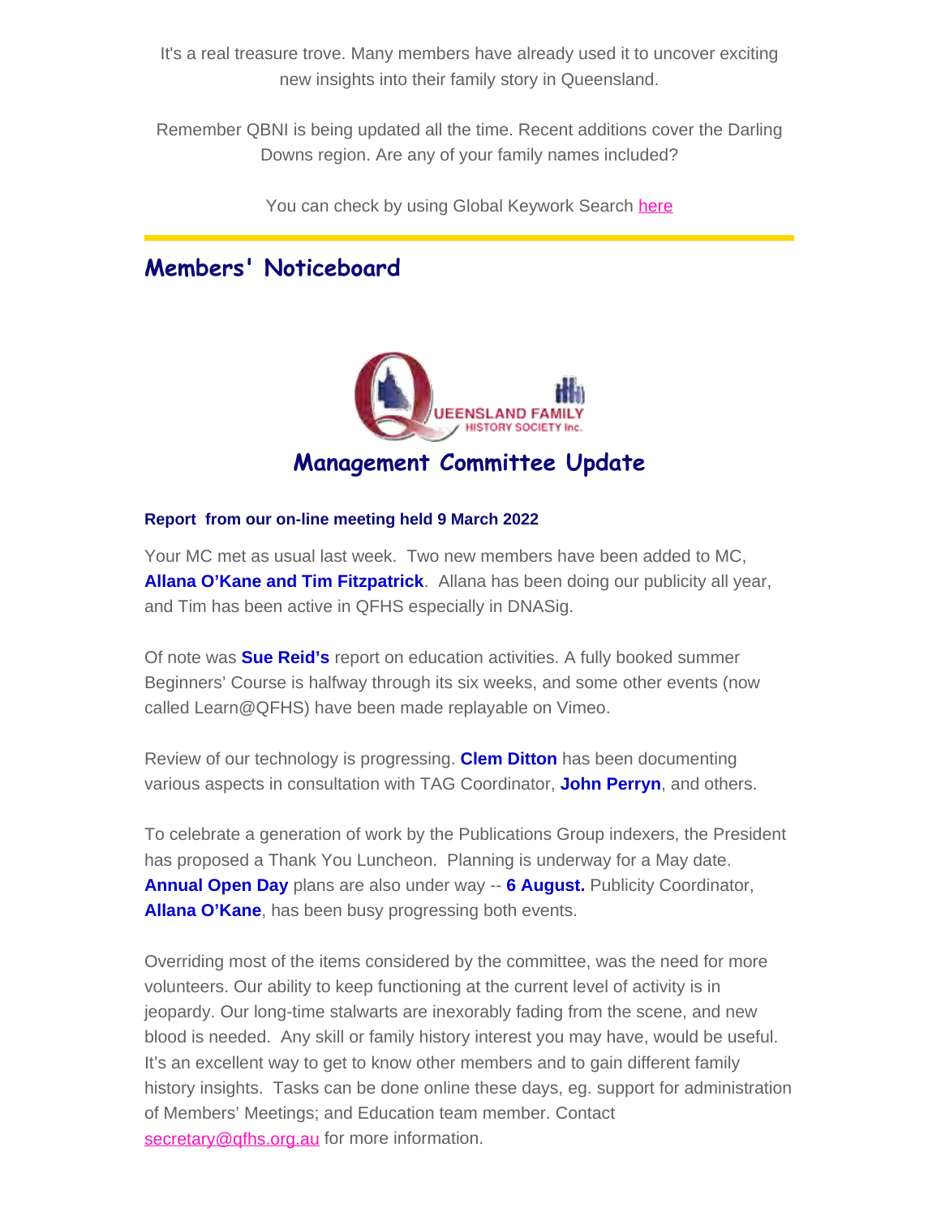It's a real treasure trove. Many members have already used it to uncover exciting new insights into their family story in Queensland.

Remember QBNI is being updated all the time. Recent additions cover the Darling Downs region. Are any of your family names included?

You can check by using Global Keywork Search here

---

## Members' Noticeboard

QUEENSLAND FAMILY HISTORY SOCIETY Inc.

### Management Committee Update

**Report from our on-line meeting held 9 March 2022**

Your MC met as usual last week. Two new members have been added to MC, **Allana O'Kane and Tim Fitzpatrick**. Allana has been doing our publicity all year, and Tim has been active in QFHS especially in DNASig.

Of note was **Sue Reid's** report on education activities. A fully booked summer Beginners' Course is halfway through its six weeks, and some other events (now called Learn@QFHS) have been made replayable on Vimeo.

Review of our technology is progressing. **Clem Ditton** has been documenting various aspects in consultation with TAG Coordinator, **John Perryn**, and others.

To celebrate a generation of work by the Publications Group indexers, the President has proposed a Thank You Luncheon. Planning is underway for a May date. **Annual Open Day** plans are also under way -- **6 August.** Publicity Coordinator, **Allana O'Kane**, has been busy progressing both events.

Overriding most of the items considered by the committee, was the need for more volunteers. Our ability to keep functioning at the current level of activity is in jeopardy. Our long-time stalwarts are inexorably fading from the scene, and new blood is needed. Any skill or family history interest you may have, would be useful. It's an excellent way to get to know other members and to gain different family history insights. Tasks can be done online these days, eg. support for administration of Members' Meetings; and Education team member. Contact secretary@qfhs.org.au for more information.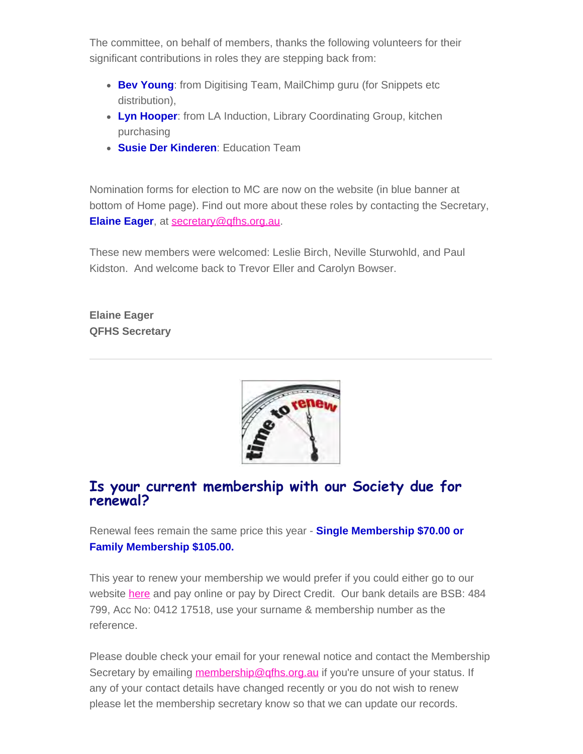The committee, on behalf of members, thanks the following volunteers for their significant contributions in roles they are stepping back from:

- **Bev Young**: from Digitising Team, MailChimp guru (for Snippets etc distribution),
- **Lyn Hooper**: from LA Induction, Library Coordinating Group, kitchen purchasing
- **Susie Der Kinderen**: Education Team

Nomination forms for election to MC are now on the website (in blue banner at bottom of Home page). Find out more about these roles by contacting the Secretary, **Elaine Eager**, at secretary@qfhs.org.au.

These new members were welcomed: Leslie Birch, Neville Sturwohld, and Paul Kidston. And welcome back to Trevor Eller and Carolyn Bowser.

**Elaine Eager**
**QFHS Secretary**

---

## Is your current membership with our Society due for renewal?

Renewal fees remain the same price this year - **Single Membership $70.00 or Family Membership $105.00.**

This year to renew your membership we would prefer if you could either go to our website here and pay online or pay by Direct Credit. Our bank details are BSB: 484 799, Acc No: 0412 17518, use your surname & membership number as the reference.

Please double check your email for your renewal notice and contact the Membership Secretary by emailing membership@qfhs.org.au if you're unsure of your status. If any of your contact details have changed recently or you do not wish to renew please let the membership secretary know so that we can update our records.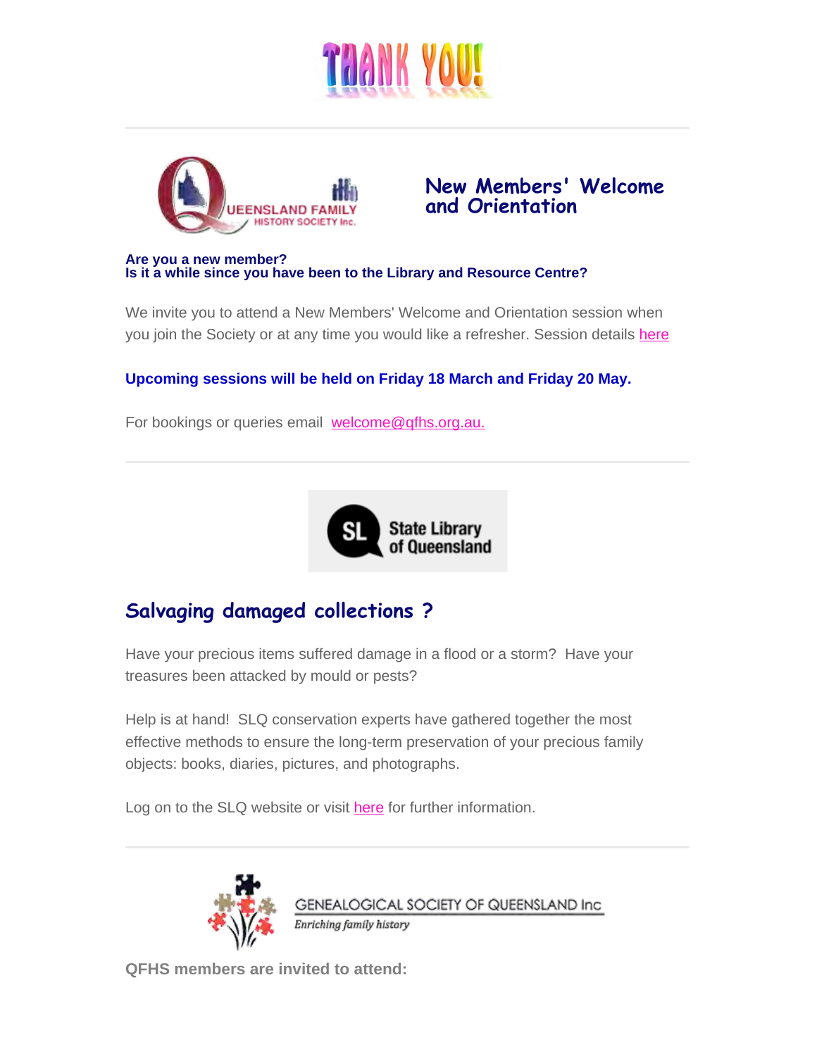THANK YOU!

---

## New Members' Welcome and Orientation

**Are you a new member?**
**Is it a while since you have been to the Library and Resource Centre?**

We invite you to attend a New Members' Welcome and Orientation session when you join the Society or at any time you would like a refresher. Session details here

**Upcoming sessions will be held on Friday 18 March and Friday 20 May.**

For bookings or queries email welcome@qfhs.org.au.

---

## Salvaging damaged collections ?

Have your precious items suffered damage in a flood or a storm? Have your treasures been attacked by mould or pests?

Help is at hand! SLQ conservation experts have gathered together the most effective methods to ensure the long-term preservation of your precious family objects: books, diaries, pictures, and photographs.

Log on to the SLQ website or visit here for further information.

---

**QFHS members are invited to attend:**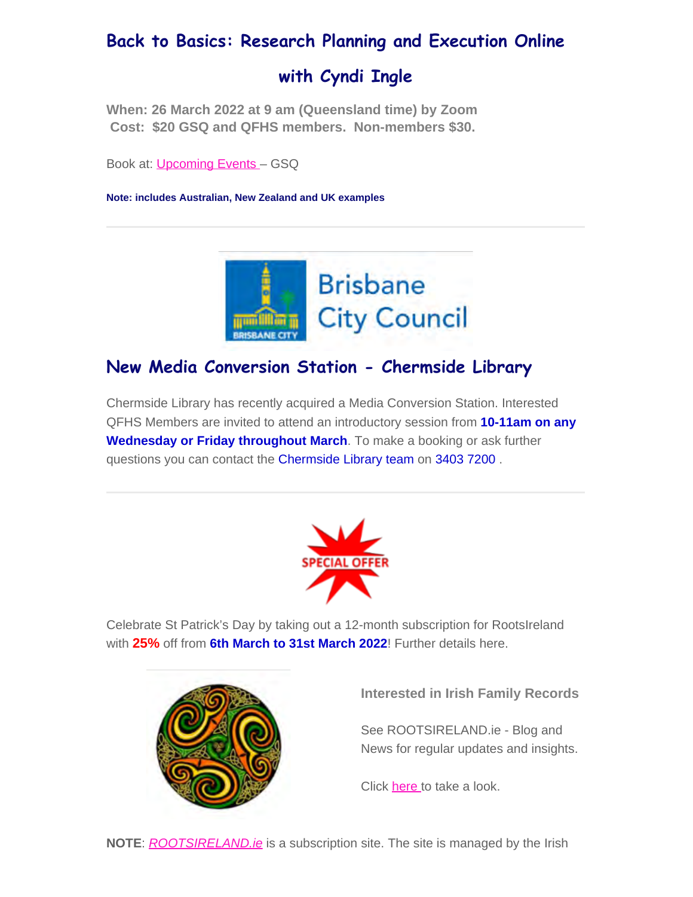## Back to Basics: Research Planning and Execution Online with Cyndi Ingle

**When: 26 March 2022 at 9 am (Queensland time) by Zoom**
**Cost: $20 GSQ and QFHS members. Non-members $30.**

Book at: Upcoming Events – GSQ

**Note: includes Australian, New Zealand and UK examples**

---

## New Media Conversion Station - Chermside Library

Chermside Library has recently acquired a Media Conversion Station. Interested QFHS Members are invited to attend an introductory session from **10-11am on any Wednesday or Friday throughout March**. To make a booking or ask further questions you can contact the Chermside Library team on 3403 7200 .

---

Celebrate St Patrick's Day by taking out a 12-month subscription for RootsIreland with **25%** off from **6th March to 31st March 2022**! Further details here.

**Interested in Irish Family Records**

See ROOTSIRELAND.ie - Blog and News for regular updates and insights.

Click here to take a look.

**NOTE**: *ROOTSIRELAND.ie* is a subscription site. The site is managed by the Irish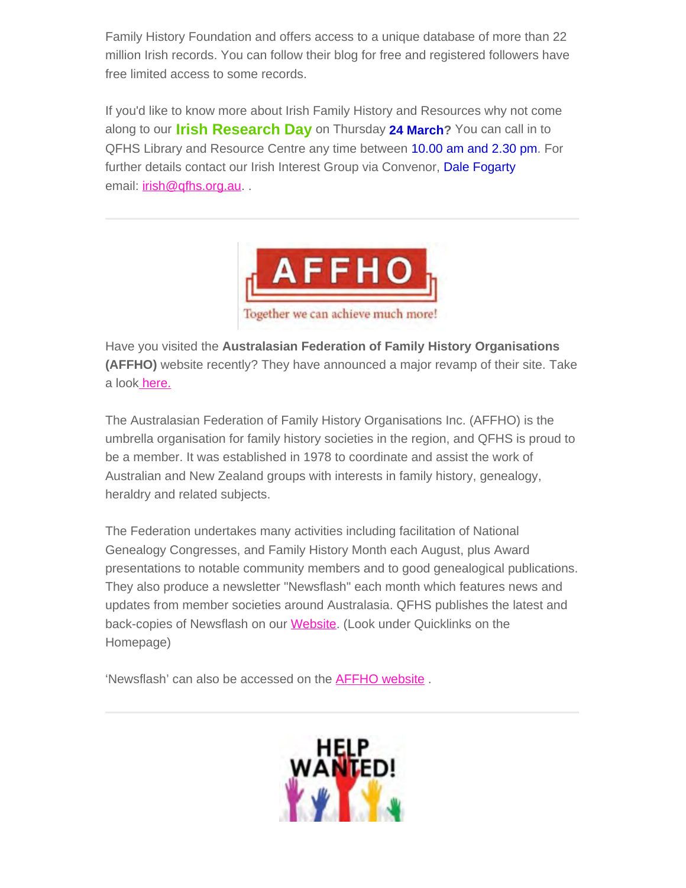Family History Foundation and offers access to a unique database of more than 22 million Irish records. You can follow their blog for free and registered followers have free limited access to some records.

If you'd like to know more about Irish Family History and Resources why not come along to our **Irish Research Day** on Thursday **24 March?** You can call in to QFHS Library and Resource Centre any time between 10.00 am and 2.30 pm. For further details contact our Irish Interest Group via Convenor, Dale Fogarty email: irish@qfhs.org.au. .

---

Have you visited the **Australasian Federation of Family History Organisations (AFFHO)** website recently? They have announced a major revamp of their site. Take a look here.

The Australasian Federation of Family History Organisations Inc. (AFFHO) is the umbrella organisation for family history societies in the region, and QFHS is proud to be a member. It was established in 1978 to coordinate and assist the work of Australian and New Zealand groups with interests in family history, genealogy, heraldry and related subjects.

The Federation undertakes many activities including facilitation of National Genealogy Congresses, and Family History Month each August, plus Award presentations to notable community members and to good genealogical publications. They also produce a newsletter "Newsflash" each month which features news and updates from member societies around Australasia. QFHS publishes the latest and back-copies of Newsflash on our Website. (Look under Quicklinks on the Homepage)

'Newsflash' can also be accessed on the AFFHO website .

---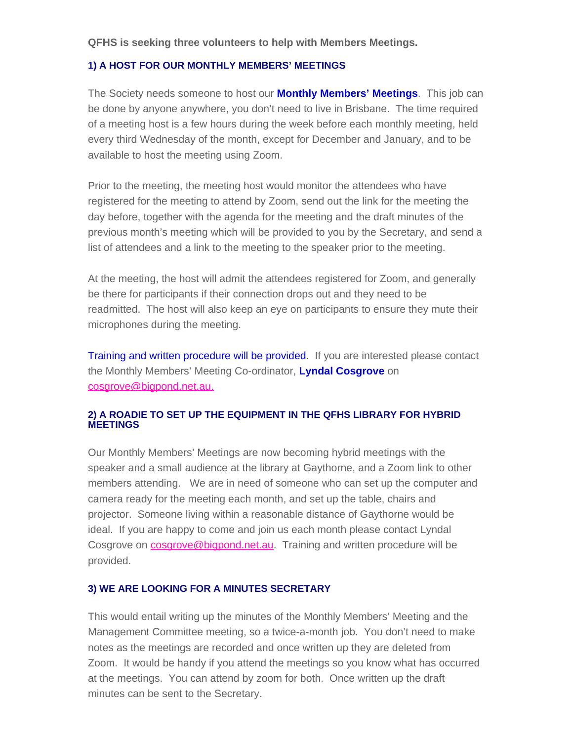**QFHS is seeking three volunteers to help with Members Meetings.**

### 1) A HOST FOR OUR MONTHLY MEMBERS' MEETINGS

The Society needs someone to host our **Monthly Members' Meetings**. This job can be done by anyone anywhere, you don't need to live in Brisbane. The time required of a meeting host is a few hours during the week before each monthly meeting, held every third Wednesday of the month, except for December and January, and to be available to host the meeting using Zoom.

Prior to the meeting, the meeting host would monitor the attendees who have registered for the meeting to attend by Zoom, send out the link for the meeting the day before, together with the agenda for the meeting and the draft minutes of the previous month's meeting which will be provided to you by the Secretary, and send a list of attendees and a link to the meeting to the speaker prior to the meeting.

At the meeting, the host will admit the attendees registered for Zoom, and generally be there for participants if their connection drops out and they need to be readmitted. The host will also keep an eye on participants to ensure they mute their microphones during the meeting.

Training and written procedure will be provided. If you are interested please contact the Monthly Members' Meeting Co-ordinator, **Lyndal Cosgrove** on cosgrove@bigpond.net.au.

### 2) A ROADIE TO SET UP THE EQUIPMENT IN THE QFHS LIBRARY FOR HYBRID MEETINGS

Our Monthly Members' Meetings are now becoming hybrid meetings with the speaker and a small audience at the library at Gaythorne, and a Zoom link to other members attending. We are in need of someone who can set up the computer and camera ready for the meeting each month, and set up the table, chairs and projector. Someone living within a reasonable distance of Gaythorne would be ideal. If you are happy to come and join us each month please contact Lyndal Cosgrove on cosgrove@bigpond.net.au. Training and written procedure will be provided.

### 3) WE ARE LOOKING FOR A MINUTES SECRETARY

This would entail writing up the minutes of the Monthly Members' Meeting and the Management Committee meeting, so a twice-a-month job. You don't need to make notes as the meetings are recorded and once written up they are deleted from Zoom. It would be handy if you attend the meetings so you know what has occurred at the meetings. You can attend by zoom for both. Once written up the draft minutes can be sent to the Secretary.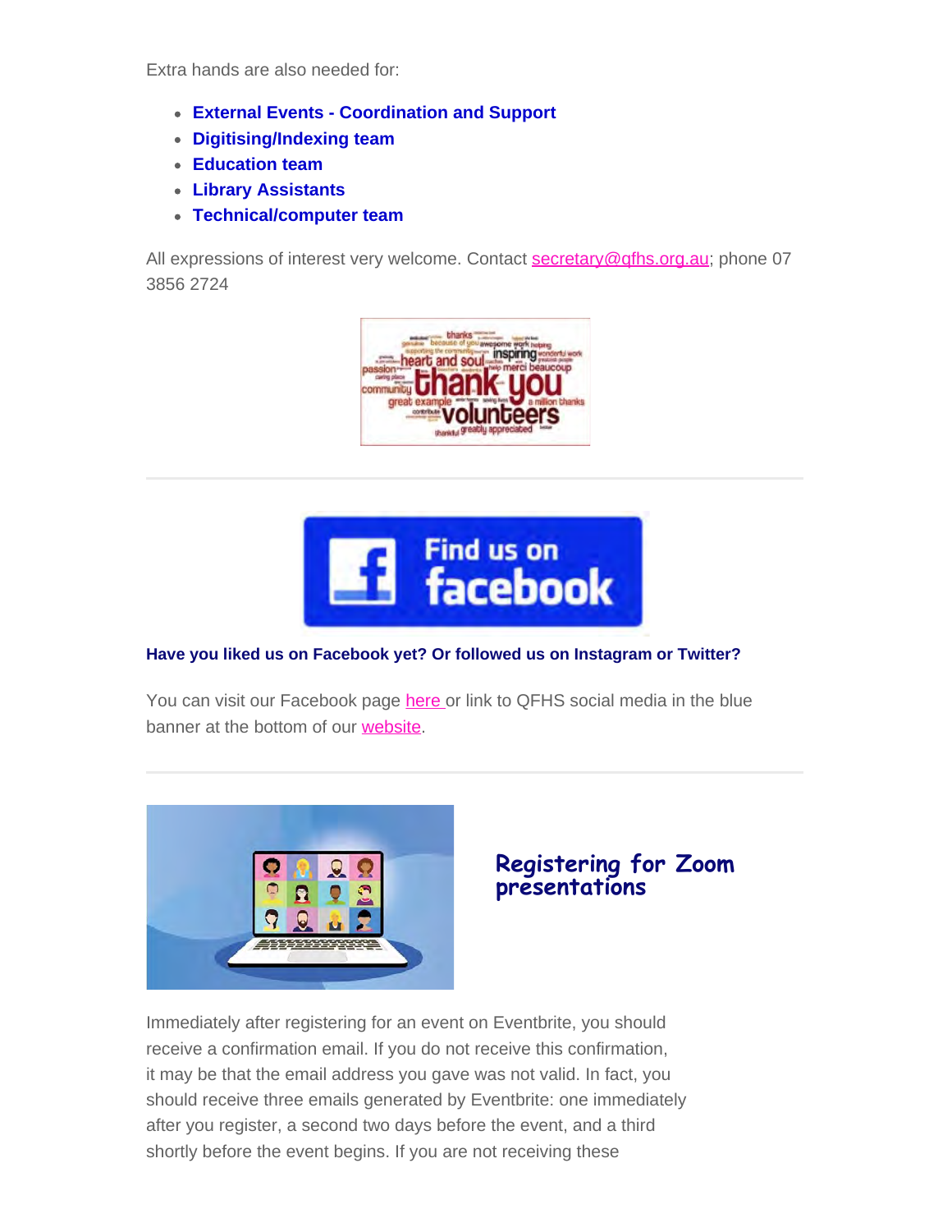Extra hands are also needed for:

- **External Events - Coordination and Support**
- **Digitising/Indexing team**
- **Education team**
- **Library Assistants**
- **Technical/computer team**

All expressions of interest very welcome. Contact secretary@qfhs.org.au; phone 07 3856 2724

---

**Have you liked us on Facebook yet? Or followed us on Instagram or Twitter?**

You can visit our Facebook page here or link to QFHS social media in the blue banner at the bottom of our website.

---

## Registering for Zoom presentations

Immediately after registering for an event on Eventbrite, you should receive a confirmation email. If you do not receive this confirmation, it may be that the email address you gave was not valid. In fact, you should receive three emails generated by Eventbrite: one immediately after you register, a second two days before the event, and a third shortly before the event begins. If you are not receiving these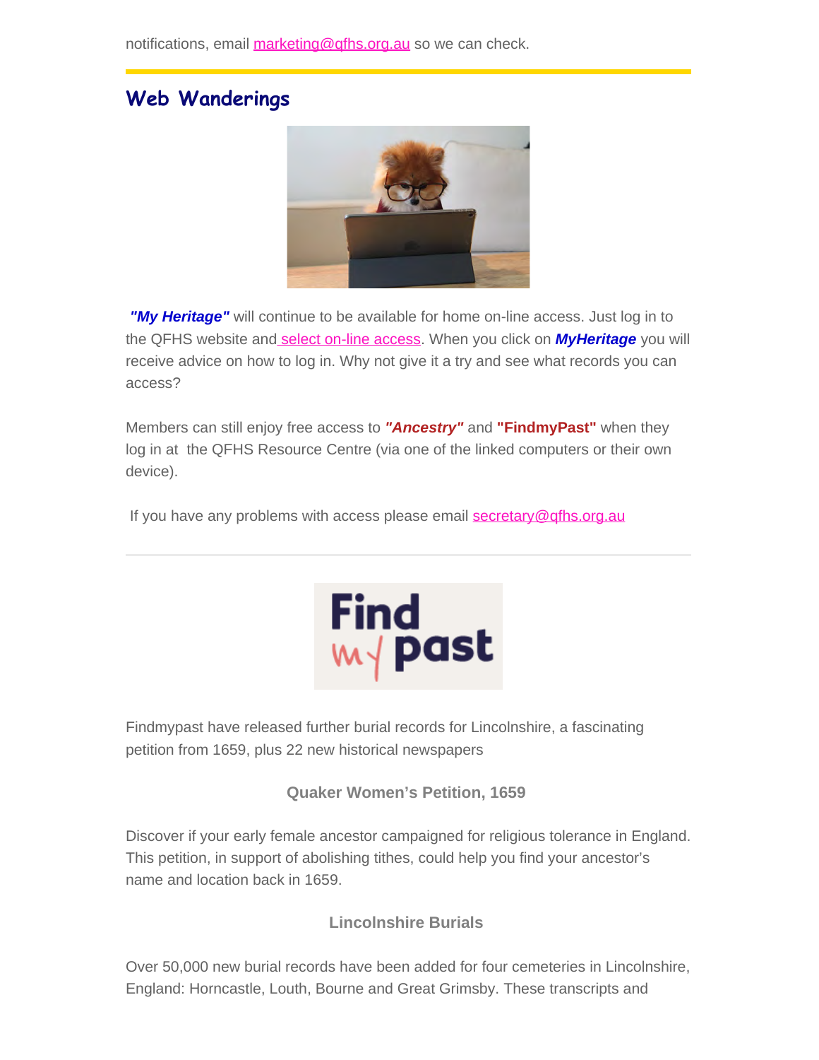notifications, email marketing@qfhs.org.au so we can check.

## Web Wanderings

***"My Heritage"*** will continue to be available for home on-line access. Just log in to the QFHS website and select on-line access. When you click on ***MyHeritage*** you will receive advice on how to log in. Why not give it a try and see what records you can access?

Members can still enjoy free access to ***"Ancestry"*** and **"FindmyPast"** when they log in at the QFHS Resource Centre (via one of the linked computers or their own device).

If you have any problems with access please email secretary@qfhs.org.au

---

Findmypast have released further burial records for Lincolnshire, a fascinating petition from 1659, plus 22 new historical newspapers

**Quaker Women's Petition, 1659**

Discover if your early female ancestor campaigned for religious tolerance in England. This petition, in support of abolishing tithes, could help you find your ancestor's name and location back in 1659.

**Lincolnshire Burials**

Over 50,000 new burial records have been added for four cemeteries in Lincolnshire, England: Horncastle, Louth, Bourne and Great Grimsby. These transcripts and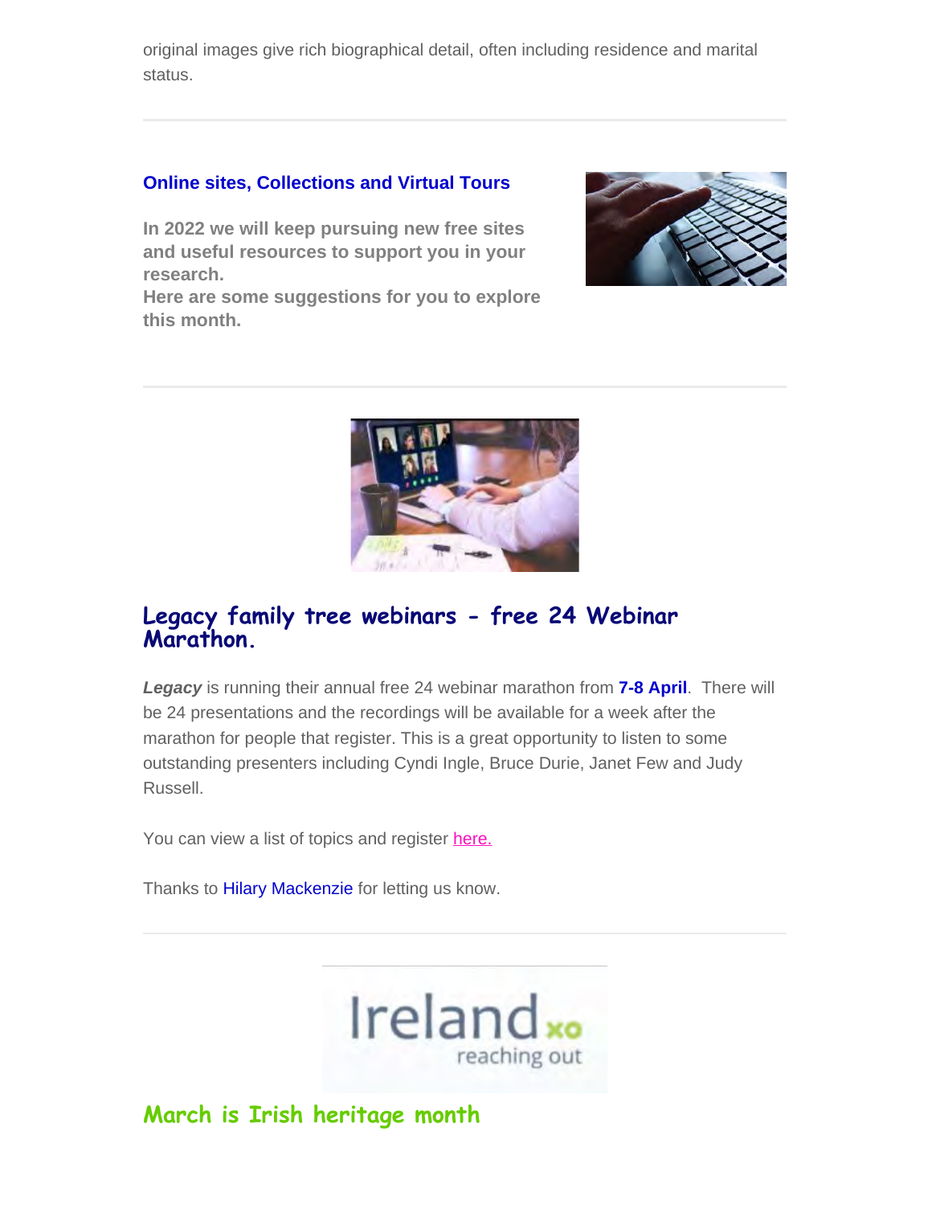original images give rich biographical detail, often including residence and marital status.

---

### Online sites, Collections and Virtual Tours

**In 2022 we will keep pursuing new free sites and useful resources to support you in your research.**
**Here are some suggestions for you to explore this month.**

---

## Legacy family tree webinars - free 24 Webinar Marathon.

***Legacy*** is running their annual free 24 webinar marathon from **7-8 April**. There will be 24 presentations and the recordings will be available for a week after the marathon for people that register. This is a great opportunity to listen to some outstanding presenters including Cyndi Ingle, Bruce Durie, Janet Few and Judy Russell.

You can view a list of topics and register here.

Thanks to Hilary Mackenzie for letting us know.

---

## March is Irish heritage month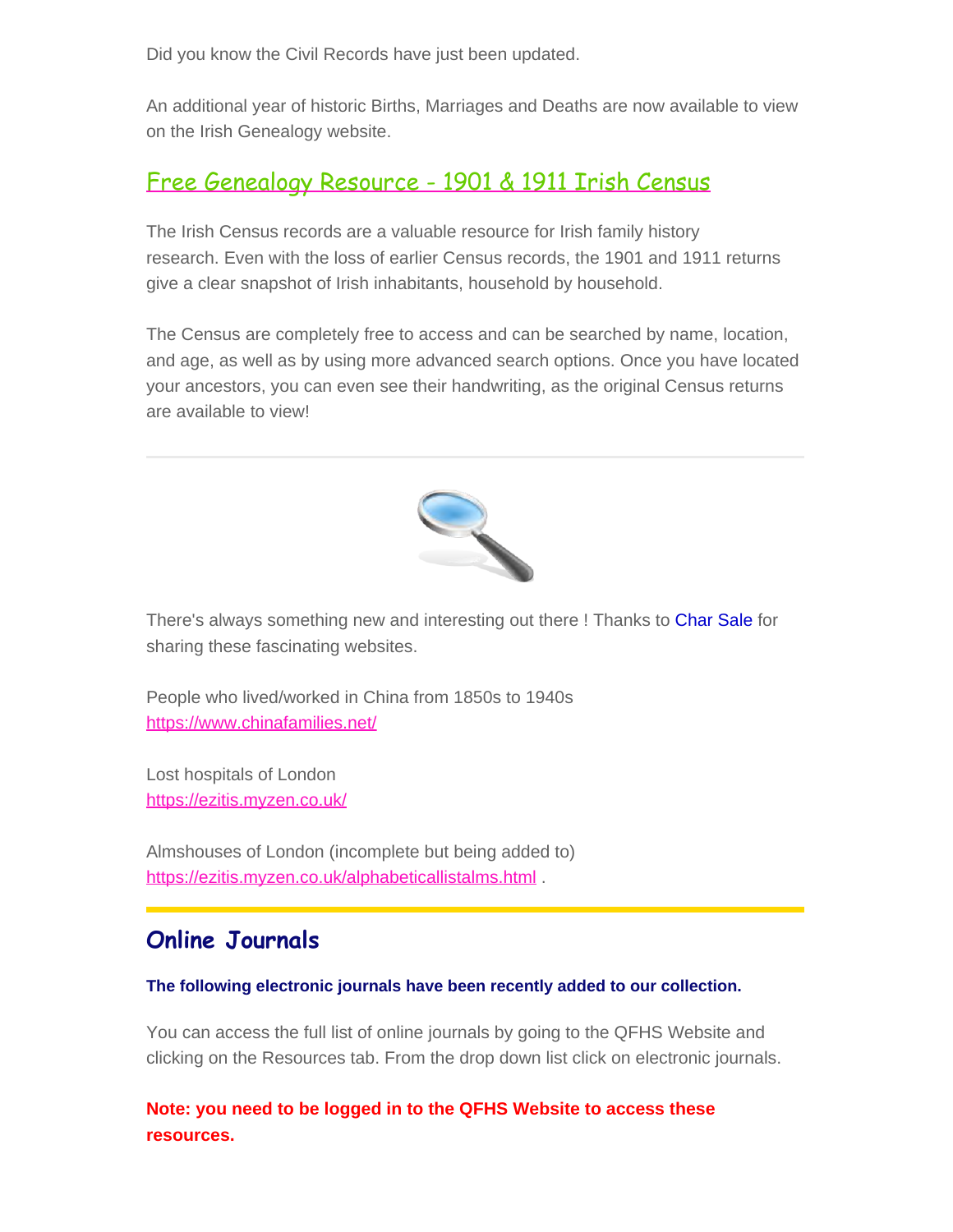Did you know the Civil Records have just been updated.

An additional year of historic Births, Marriages and Deaths are now available to view on the Irish Genealogy website.

## Free Genealogy Resource - 1901 & 1911 Irish Census

The Irish Census records are a valuable resource for Irish family history research. Even with the loss of earlier Census records, the 1901 and 1911 returns give a clear snapshot of Irish inhabitants, household by household.

The Census are completely free to access and can be searched by name, location, and age, as well as by using more advanced search options. Once you have located your ancestors, you can even see their handwriting, as the original Census returns are available to view!

---

There's always something new and interesting out there ! Thanks to Char Sale for sharing these fascinating websites.

People who lived/worked in China from 1850s to 1940s
https://www.chinafamilies.net/

Lost hospitals of London
https://ezitis.myzen.co.uk/

Almshouses of London (incomplete but being added to)
https://ezitis.myzen.co.uk/alphabeticallistalms.html .

---

## Online Journals

**The following electronic journals have been recently added to our collection.**

You can access the full list of online journals by going to the QFHS Website and clicking on the Resources tab. From the drop down list click on electronic journals.

**Note: you need to be logged in to the QFHS Website to access these resources.**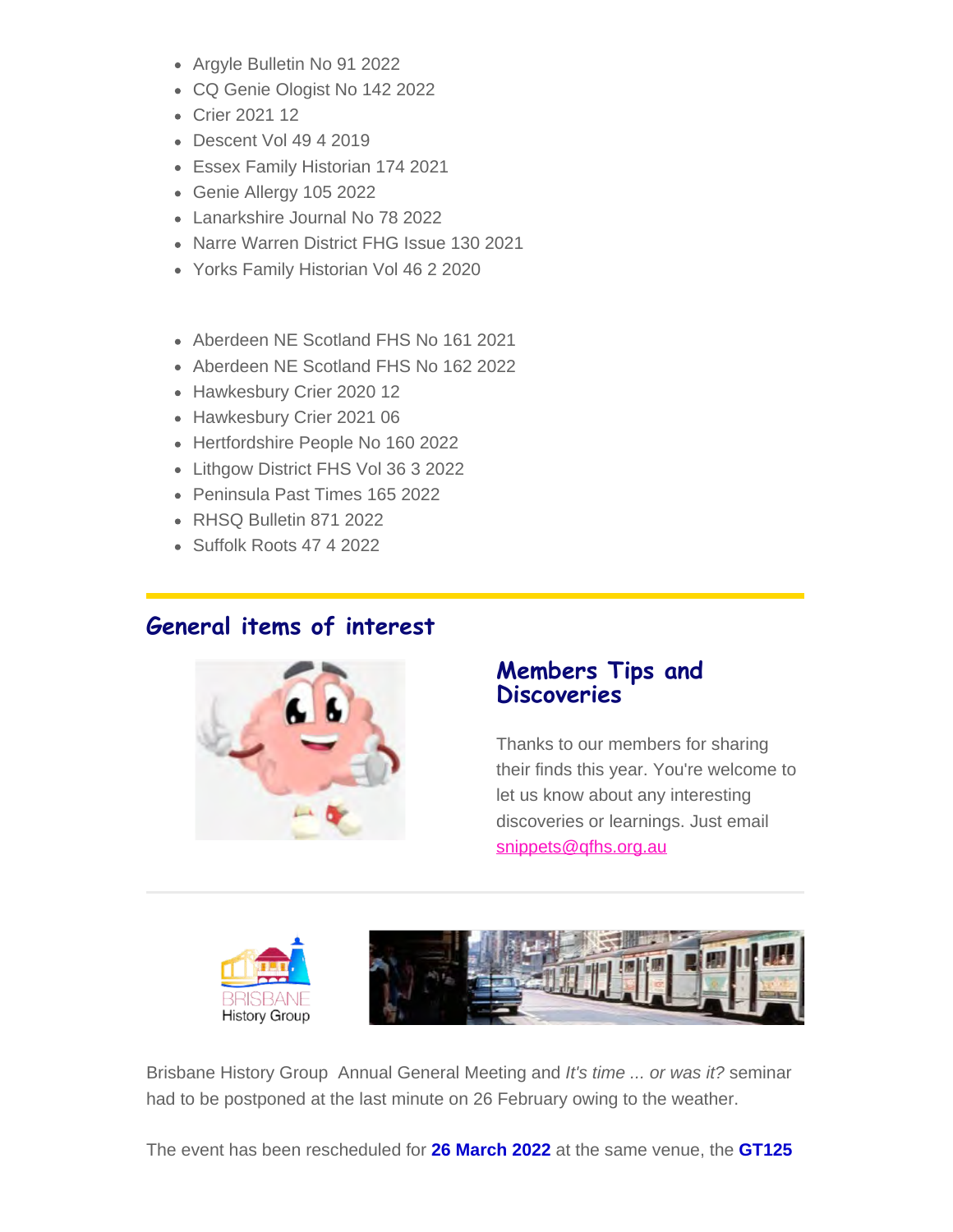- Argyle Bulletin No 91 2022
- CQ Genie Ologist No 142 2022
- Crier 2021 12
- Descent Vol 49 4 2019
- Essex Family Historian 174 2021
- Genie Allergy 105 2022
- Lanarkshire Journal No 78 2022
- Narre Warren District FHG Issue 130 2021
- Yorks Family Historian Vol 46 2 2020

- Aberdeen NE Scotland FHS No 161 2021
- Aberdeen NE Scotland FHS No 162 2022
- Hawkesbury Crier 2020 12
- Hawkesbury Crier 2021 06
- Hertfordshire People No 160 2022
- Lithgow District FHS Vol 36 3 2022
- Peninsula Past Times 165 2022
- RHSQ Bulletin 871 2022
- Suffolk Roots 47 4 2022

## General items of interest

### Members Tips and Discoveries

Thanks to our members for sharing their finds this year. You're welcome to let us know about any interesting discoveries or learnings. Just email snippets@qfhs.org.au

Brisbane History Group Annual General Meeting and *It's time ... or was it?* seminar had to be postponed at the last minute on 26 February owing to the weather.

The event has been rescheduled for **26 March 2022** at the same venue, the **GT125**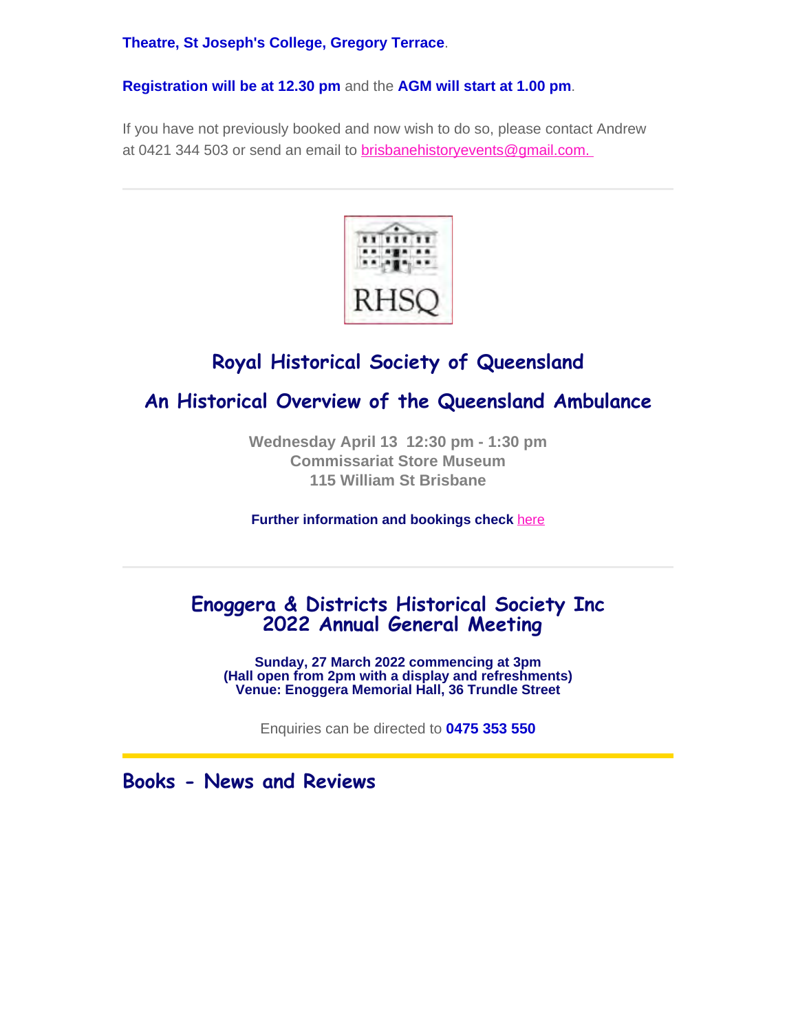**Theatre, St Joseph's College, Gregory Terrace**.

**Registration will be at 12.30 pm** and the **AGM will start at 1.00 pm**.

If you have not previously booked and now wish to do so, please contact Andrew at 0421 344 503 or send an email to brisbanehistoryevents@gmail.com.

---

## Royal Historical Society of Queensland

## An Historical Overview of the Queensland Ambulance

**Wednesday April 13 12:30 pm - 1:30 pm**
**Commissariat Store Museum**
**115 William St Brisbane**

**Further information and bookings check** here

---

## Enoggera & Districts Historical Society Inc 2022 Annual General Meeting

**Sunday, 27 March 2022 commencing at 3pm**
**(Hall open from 2pm with a display and refreshments)**
**Venue: Enoggera Memorial Hall, 36 Trundle Street**

Enquiries can be directed to **0475 353 550**

---

# Books - News and Reviews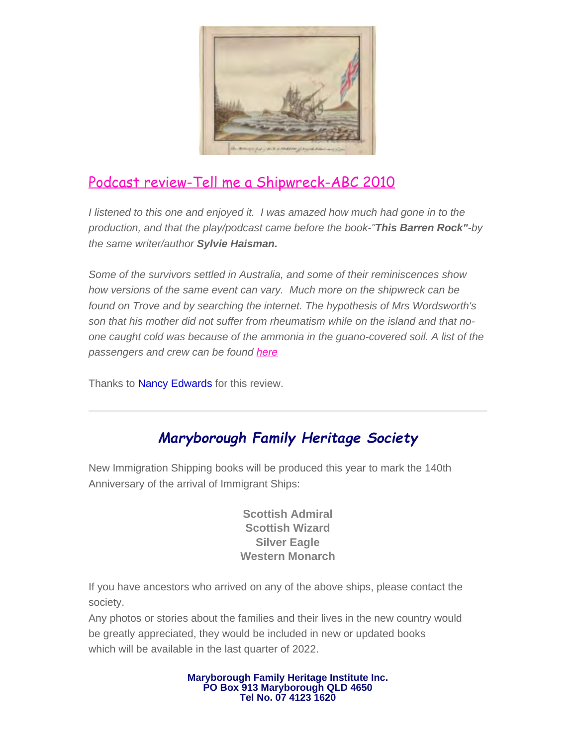## Podcast review-Tell me a Shipwreck-ABC 2010

*I listened to this one and enjoyed it. I was amazed how much had gone in to the production, and that the play/podcast came before the book-"**This Barren Rock"**-by the same writer/author **Sylvie Haisman.***

*Some of the survivors settled in Australia, and some of their reminiscences show how versions of the same event can vary. Much more on the shipwreck can be found on Trove and by searching the internet. The hypothesis of Mrs Wordsworth's son that his mother did not suffer from rheumatism while on the island and that no-one caught cold was because of the ammonia in the guano-covered soil. A list of the passengers and crew can be found here*

Thanks to Nancy Edwards for this review.

---

## Maryborough Family Heritage Society

New Immigration Shipping books will be produced this year to mark the 140th Anniversary of the arrival of Immigrant Ships:

**Scottish Admiral**
**Scottish Wizard**
**Silver Eagle**
**Western Monarch**

If you have ancestors who arrived on any of the above ships, please contact the society.
Any photos or stories about the families and their lives in the new country would be greatly appreciated, they would be included in new or updated books which will be available in the last quarter of 2022.

**Maryborough Family Heritage Institute Inc.**
**PO Box 913 Maryborough QLD 4650**
**Tel No. 07 4123 1620**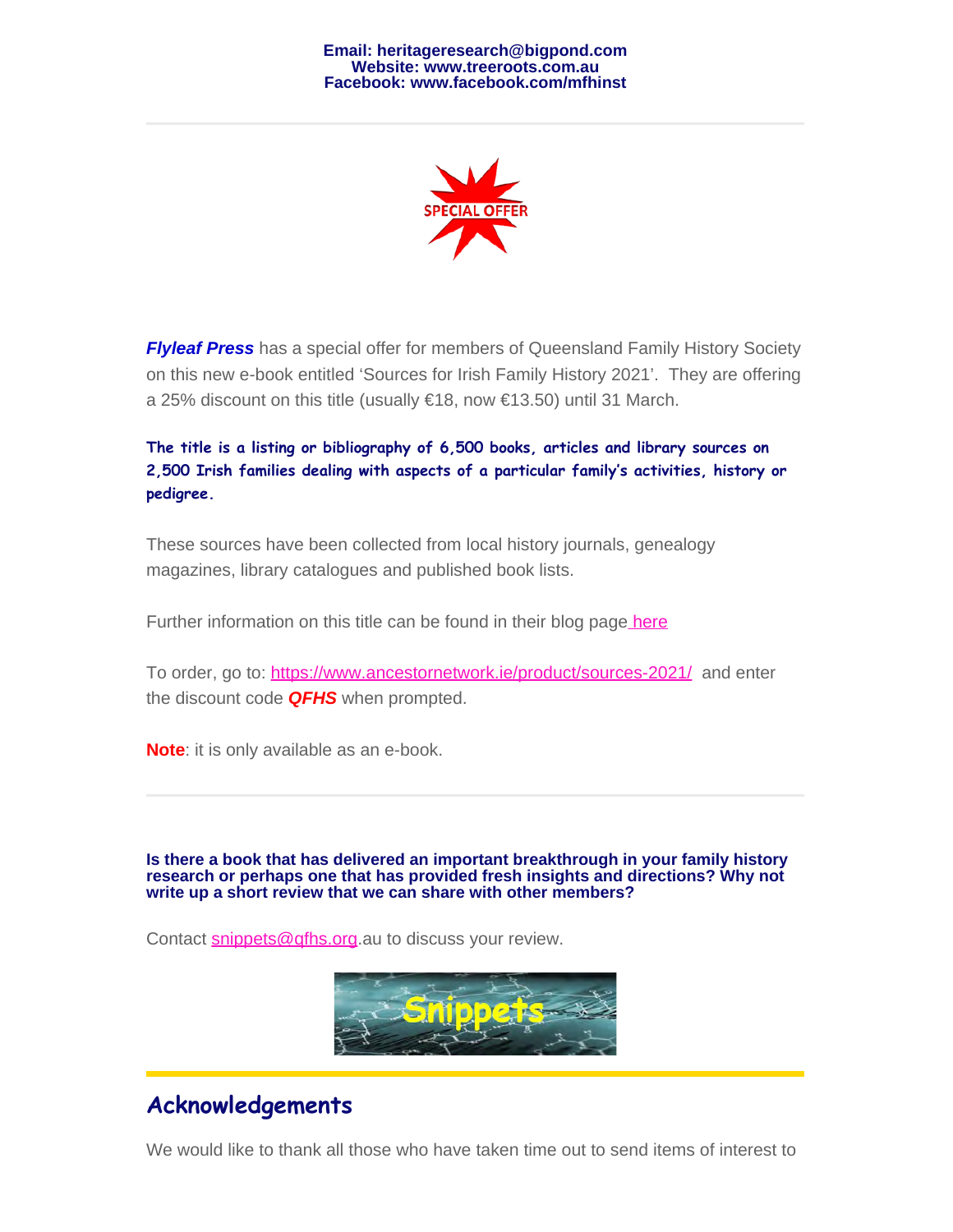**Email: heritageresearch@bigpond.com**
**Website: www.treeroots.com.au**
**Facebook: www.facebook.com/mfhinst**

---

SPECIAL OFFER

***Flyleaf Press*** has a special offer for members of Queensland Family History Society on this new e-book entitled 'Sources for Irish Family History 2021'. They are offering a 25% discount on this title (usually €18, now €13.50) until 31 March.

**The title is a listing or bibliography of 6,500 books, articles and library sources on 2,500 Irish families dealing with aspects of a particular family's activities, history or pedigree.**

These sources have been collected from local history journals, genealogy magazines, library catalogues and published book lists.

Further information on this title can be found in their blog page here

To order, go to: https://www.ancestornetwork.ie/product/sources-2021/ and enter the discount code ***QFHS*** when prompted.

**Note**: it is only available as an e-book.

---

**Is there a book that has delivered an important breakthrough in your family history research or perhaps one that has provided fresh insights and directions? Why not write up a short review that we can share with other members?**

Contact snippets@qfhs.org.au to discuss your review.

Snippets

## Acknowledgements

We would like to thank all those who have taken time out to send items of interest to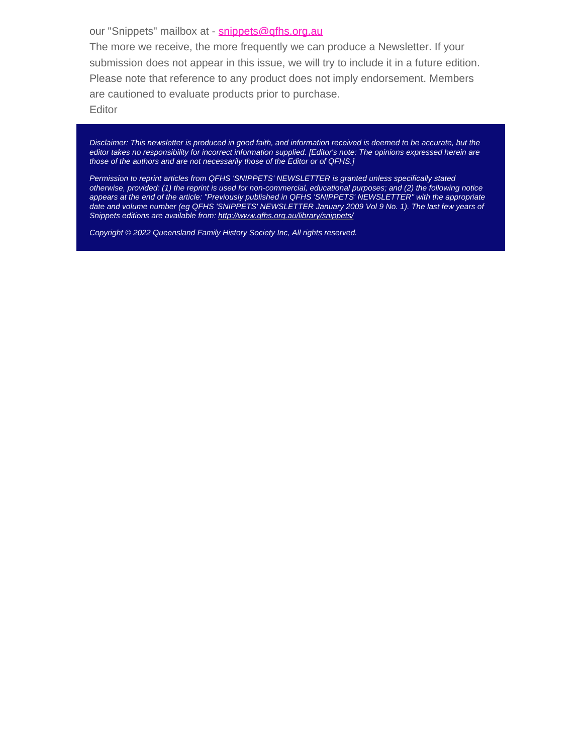our "Snippets" mailbox at - [snippets@qfhs.org.au](mailto:snippets@qfhs.org.au)

The more we receive, the more frequently we can produce a Newsletter. If your submission does not appear in this issue, we will try to include it in a future edition. Please note that reference to any product does not imply endorsement. Members are cautioned to evaluate products prior to purchase.

Editor

*Disclaimer: This newsletter is produced in good faith, and information received is deemed to be accurate, but the editor takes no responsibility for incorrect information supplied. [Editor's note: The opinions expressed herein are those of the authors and are not necessarily those of the Editor or of QFHS.]*

*Permission to reprint articles from QFHS 'SNIPPETS' NEWSLETTER is granted unless specifically stated otherwise, provided: (1) the reprint is used for non-commercial, educational purposes; and (2) the following notice appears at the end of the article: "Previously published in QFHS 'SNIPPETS' NEWSLETTER" with the appropriate date and volume number (eg QFHS 'SNIPPETS' NEWSLETTER January 2009 Vol 9 No. 1). The last few years of Snippets editions are available from: [http://www.qfhs.org.au/library/snippets/](http://www.qfhs.org.au/library/snippets/)*

*Copyright © 2022 Queensland Family History Society Inc, All rights reserved.*